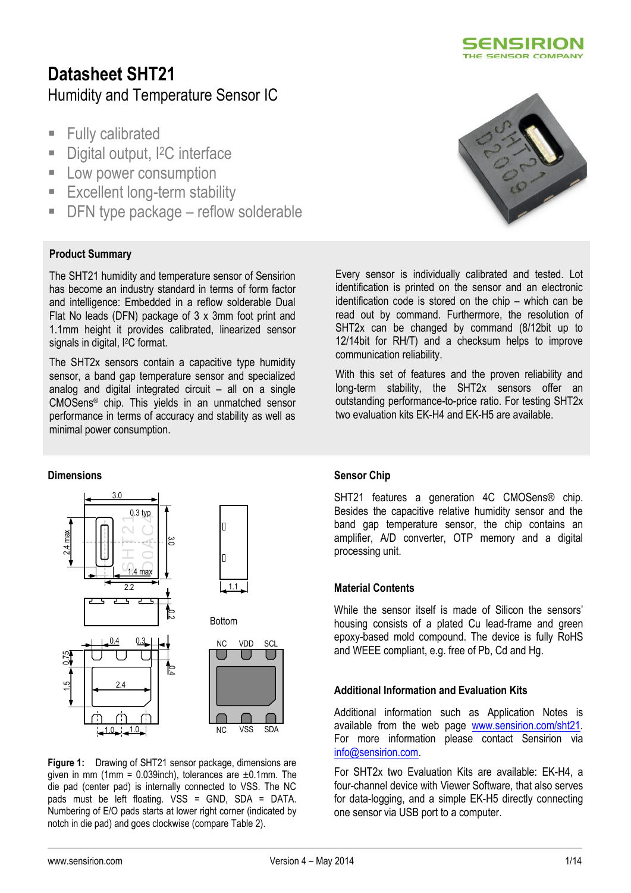# Datasheet SHT21

## Humidity and Temperature Sensor IC

- Fully calibrated
- Digital output, I²C interface
- Low power consumption
- Excellent long-term stability
- DFN type package – reflow solderable

### Product Summary

The SHT21 humidity and temperature sensor of Sensirion has become an industry standard in terms of form factor and intelligence: Embedded in a reflow solderable Dual Flat No leads (DFN) package of 3 x 3mm foot print and 1.1mm height it provides calibrated, linearized sensor signals in digital, I²C format.

The SHT2x sensors contain a capacitive type humidity sensor, a band gap temperature sensor and specialized analog and digital integrated circuit – all on a single CMOSens® chip. This yields in an unmatched sensor performance in terms of accuracy and stability as well as minimal power consumption.

Every sensor is individually calibrated and tested. Lot identification is printed on the sensor and an electronic identification code is stored on the chip – which can be read out by command. Furthermore, the resolution of SHT2x can be changed by command (8/12bit up to 12/14bit for RH/T) and a checksum helps to improve communication reliability.

With this set of features and the proven reliability and long-term stability, the SHT2x sensors offer an outstanding performance-to-price ratio. For testing SHT2x two evaluation kits EK-H4 and EK-H5 are available.

### Dimensions

**Figure 1:** Drawing of SHT21 sensor package, dimensions are given in mm (1mm = 0.039inch), tolerances are ±0.1mm. The die pad (center pad) is internally connected to VSS. The NC pads must be left floating. VSS = GND, SDA = DATA. Numbering of E/O pads starts at lower right corner (indicated by notch in die pad) and goes clockwise (compare Table 2).

### Sensor Chip

SHT21 features a generation 4C CMOSens® chip. Besides the capacitive relative humidity sensor and the band gap temperature sensor, the chip contains an amplifier, A/D converter, OTP memory and a digital processing unit.

### Material Contents

While the sensor itself is made of Silicon the sensors' housing consists of a plated Cu lead-frame and green epoxy-based mold compound. The device is fully RoHS and WEEE compliant, e.g. free of Pb, Cd and Hg.

### Additional Information and Evaluation Kits

Additional information such as Application Notes is available from the web page www.sensirion.com/sht21. For more information please contact Sensirion via info@sensirion.com.

For SHT2x two Evaluation Kits are available: EK-H4, a four-channel device with Viewer Software, that also serves for data-logging, and a simple EK-H5 directly connecting one sensor via USB port to a computer.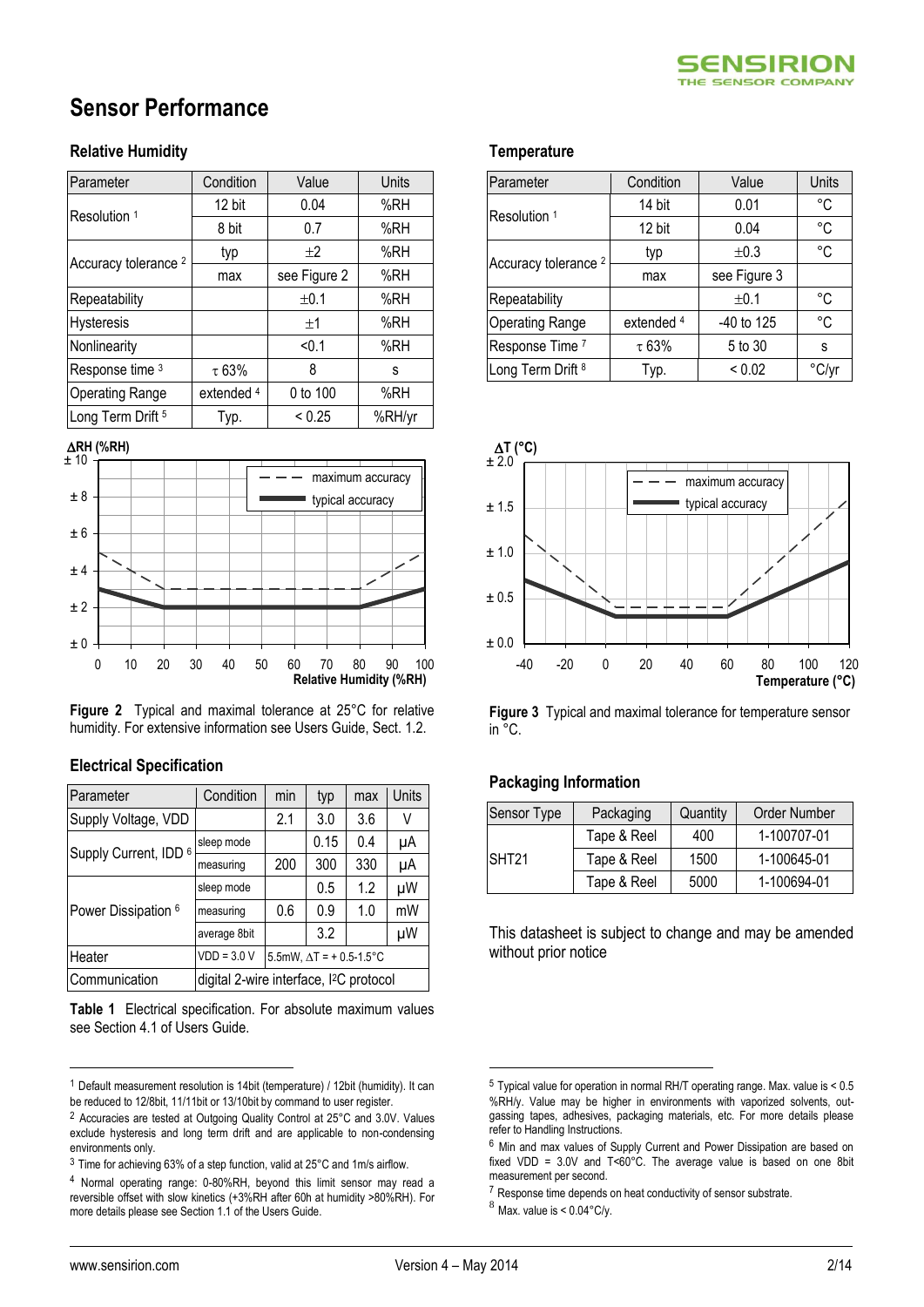# Sensor Performance

## Relative Humidity

| Parameter | Condition | Value | Units |
|---|---|---|---|
| Resolution [1] | 12 bit | 0.04 | %RH |
| | 8 bit | 0.7 | %RH |
| Accuracy tolerance [2] | typ | ±2 | %RH |
| | max | see Figure 2 | %RH |
| Repeatability | | ±0.1 | %RH |
| Hysteresis | | ±1 | %RH |
| Nonlinearity | | <0.1 | %RH |
| Response time [3] | τ 63% | 8 | s |
| Operating Range | extended [4] | 0 to 100 | %RH |
| Long Term Drift [5] | Typ. | < 0.25 | %RH/yr |

**Figure 2** Typical and maximal tolerance at 25°C for relative humidity. For extensive information see Users Guide, Sect. 1.2.

## Electrical Specification

| Parameter | Condition | min | typ | max | Units |
|---|---|---|---|---|---|
| Supply Voltage, VDD | | 2.1 | 3.0 | 3.6 | V |
| Supply Current, IDD [6] | sleep mode | | 0.15 | 0.4 | µA |
| | measuring | 200 | 300 | 330 | µA |
| Power Dissipation [6] | sleep mode | | 0.5 | 1.2 | µW |
| | measuring | 0.6 | 0.9 | 1.0 | mW |
| | average 8bit | | 3.2 | | µW |
| Heater | VDD = 3.0 V | 5.5mW, ΔT = + 0.5-1.5°C | | | |
| Communication | digital 2-wire interface, I²C protocol | | | | |

**Table 1** Electrical specification. For absolute maximum values see Section 4.1 of Users Guide.

## Temperature

| Parameter | Condition | Value | Units |
|---|---|---|---|
| Resolution [1] | 14 bit | 0.01 | °C |
| | 12 bit | 0.04 | °C |
| Accuracy tolerance [2] | typ | ±0.3 | °C |
| | max | see Figure 3 | |
| Repeatability | | ±0.1 | °C |
| Operating Range | extended [4] | -40 to 125 | °C |
| Response Time [7] | τ 63% | 5 to 30 | s |
| Long Term Drift [8] | Typ. | < 0.02 | °C/yr |

**Figure 3** Typical and maximal tolerance for temperature sensor in °C.

## Packaging Information

| Sensor Type | Packaging | Quantity | Order Number |
|---|---|---|---|
| SHT21 | Tape & Reel | 400 | 1-100707-01 |
| | Tape & Reel | 1500 | 1-100645-01 |
| | Tape & Reel | 5000 | 1-100694-01 |

This datasheet is subject to change and may be amended without prior notice

---

[1] Default measurement resolution is 14bit (temperature) / 12bit (humidity). It can be reduced to 12/8bit, 11/11bit or 13/10bit by command to user register.

[2] Accuracies are tested at Outgoing Quality Control at 25°C and 3.0V. Values exclude hysteresis and long term drift and are applicable to non-condensing environments only.

[3] Time for achieving 63% of a step function, valid at 25°C and 1m/s airflow.

[4] Normal operating range: 0-80%RH, beyond this limit sensor may read a reversible offset with slow kinetics (+3%RH after 60h at humidity >80%RH). For more details please see Section 1.1 of the Users Guide.

[5] Typical value for operation in normal RH/T operating range. Max. value is < 0.5 %RH/y. Value may be higher in environments with vaporized solvents, out-gassing tapes, adhesives, packaging materials, etc. For more details please refer to Handling Instructions.

[6] Min and max values of Supply Current and Power Dissipation are based on fixed VDD = 3.0V and T<60°C. The average value is based on one 8bit measurement per second.

[7] Response time depends on heat conductivity of sensor substrate.

[8] Max. value is < 0.04°C/y.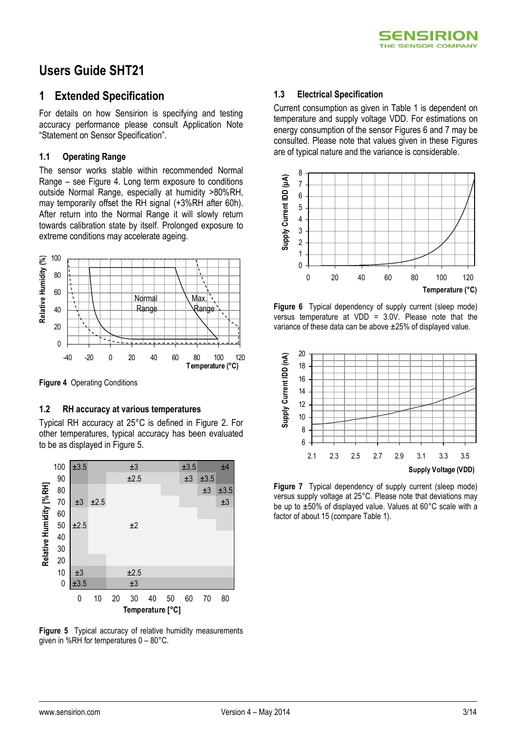# Users Guide SHT21

## 1 Extended Specification

For details on how Sensirion is specifying and testing accuracy performance please consult Application Note "Statement on Sensor Specification".

### 1.1 Operating Range

The sensor works stable within recommended Normal Range – see Figure 4. Long term exposure to conditions outside Normal Range, especially at humidity >80%RH, may temporarily offset the RH signal (+3%RH after 60h). After return into the Normal Range it will slowly return towards calibration state by itself. Prolonged exposure to extreme conditions may accelerate ageing.

**Figure 4** Operating Conditions

### 1.2 RH accuracy at various temperatures

Typical RH accuracy at 25°C is defined in Figure 2. For other temperatures, typical accuracy has been evaluated to be as displayed in Figure 5.

**Figure 5** Typical accuracy of relative humidity measurements given in %RH for temperatures 0 – 80°C.

### 1.3 Electrical Specification

Current consumption as given in Table 1 is dependent on temperature and supply voltage VDD. For estimations on energy consumption of the sensor Figures 6 and 7 may be consulted. Please note that values given in these Figures are of typical nature and the variance is considerable.

**Figure 6** Typical dependency of supply current (sleep mode) versus temperature at VDD = 3.0V. Please note that the variance of these data can be above ±25% of displayed value.

**Figure 7** Typical dependency of supply current (sleep mode) versus supply voltage at 25°C. Please note that deviations may be up to ±50% of displayed value. Values at 60°C scale with a factor of about 15 (compare Table 1).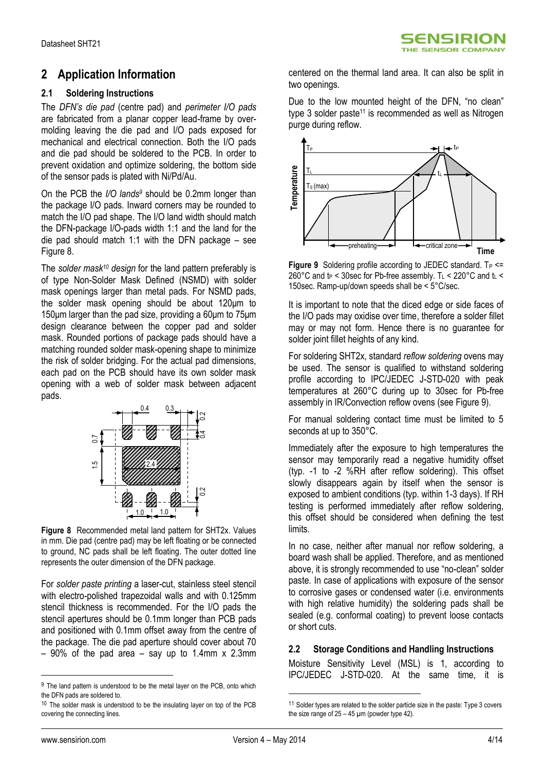# 2 Application Information

## 2.1 Soldering Instructions

The *DFN's die pad* (centre pad) and *perimeter I/O pads* are fabricated from a planar copper lead-frame by over-molding leaving the die pad and I/O pads exposed for mechanical and electrical connection. Both the I/O pads and die pad should be soldered to the PCB. In order to prevent oxidation and optimize soldering, the bottom side of the sensor pads is plated with Ni/Pd/Au.

On the PCB the *I/O lands*[9] should be 0.2mm longer than the package I/O pads. Inward corners may be rounded to match the I/O pad shape. The I/O land width should match the DFN-package I/O-pads width 1:1 and the land for the die pad should match 1:1 with the DFN package – see Figure 8.

The *solder mask*[10] *design* for the land pattern preferably is of type Non-Solder Mask Defined (NSMD) with solder mask openings larger than metal pads. For NSMD pads, the solder mask opening should be about 120µm to 150µm larger than the pad size, providing a 60µm to 75µm design clearance between the copper pad and solder mask. Rounded portions of package pads should have a matching rounded solder mask-opening shape to minimize the risk of solder bridging. For the actual pad dimensions, each pad on the PCB should have its own solder mask opening with a web of solder mask between adjacent pads.

**Figure 8** Recommended metal land pattern for SHT2x. Values in mm. Die pad (centre pad) may be left floating or be connected to ground, NC pads shall be left floating. The outer dotted line represents the outer dimension of the DFN package.

For *solder paste printing* a laser-cut, stainless steel stencil with electro-polished trapezoidal walls and with 0.125mm stencil thickness is recommended. For the I/O pads the stencil apertures should be 0.1mm longer than PCB pads and positioned with 0.1mm offset away from the centre of the package. The die pad aperture should cover about 70 – 90% of the pad area – say up to 1.4mm x 2.3mm centered on the thermal land area. It can also be split in two openings.

Due to the low mounted height of the DFN, "no clean" type 3 solder paste[11] is recommended as well as Nitrogen purge during reflow.

**Figure 9** Soldering profile according to JEDEC standard. $T_P$ <= 260°C and $t_P$ < 30sec for Pb-free assembly. $T_L$ < 220°C and $t_L$ < 150sec. Ramp-up/down speeds shall be < 5°C/sec.

It is important to note that the diced edge or side faces of the I/O pads may oxidise over time, therefore a solder fillet may or may not form. Hence there is no guarantee for solder joint fillet heights of any kind.

For soldering SHT2x, standard *reflow soldering* ovens may be used. The sensor is qualified to withstand soldering profile according to IPC/JEDEC J-STD-020 with peak temperatures at 260°C during up to 30sec for Pb-free assembly in IR/Convection reflow ovens (see Figure 9).

For manual soldering contact time must be limited to 5 seconds at up to 350°C.

Immediately after the exposure to high temperatures the sensor may temporarily read a negative humidity offset (typ. -1 to -2 %RH after reflow soldering). This offset slowly disappears again by itself when the sensor is exposed to ambient conditions (typ. within 1-3 days). If RH testing is performed immediately after reflow soldering, this offset should be considered when defining the test limits.

In no case, neither after manual nor reflow soldering, a board wash shall be applied. Therefore, and as mentioned above, it is strongly recommended to use "no-clean" solder paste. In case of applications with exposure of the sensor to corrosive gases or condensed water (i.e. environments with high relative humidity) the soldering pads shall be sealed (e.g. conformal coating) to prevent loose contacts or short cuts.

## 2.2 Storage Conditions and Handling Instructions

Moisture Sensitivity Level (MSL) is 1, according to IPC/JEDEC J-STD-020. At the same time, it is

---

[9] The land pattern is understood to be the metal layer on the PCB, onto which the DFN pads are soldered to.

[10] The solder mask is understood to be the insulating layer on top of the PCB covering the connecting lines.

[11] Solder types are related to the solder particle size in the paste: Type 3 covers the size range of 25 – 45 µm (powder type 42).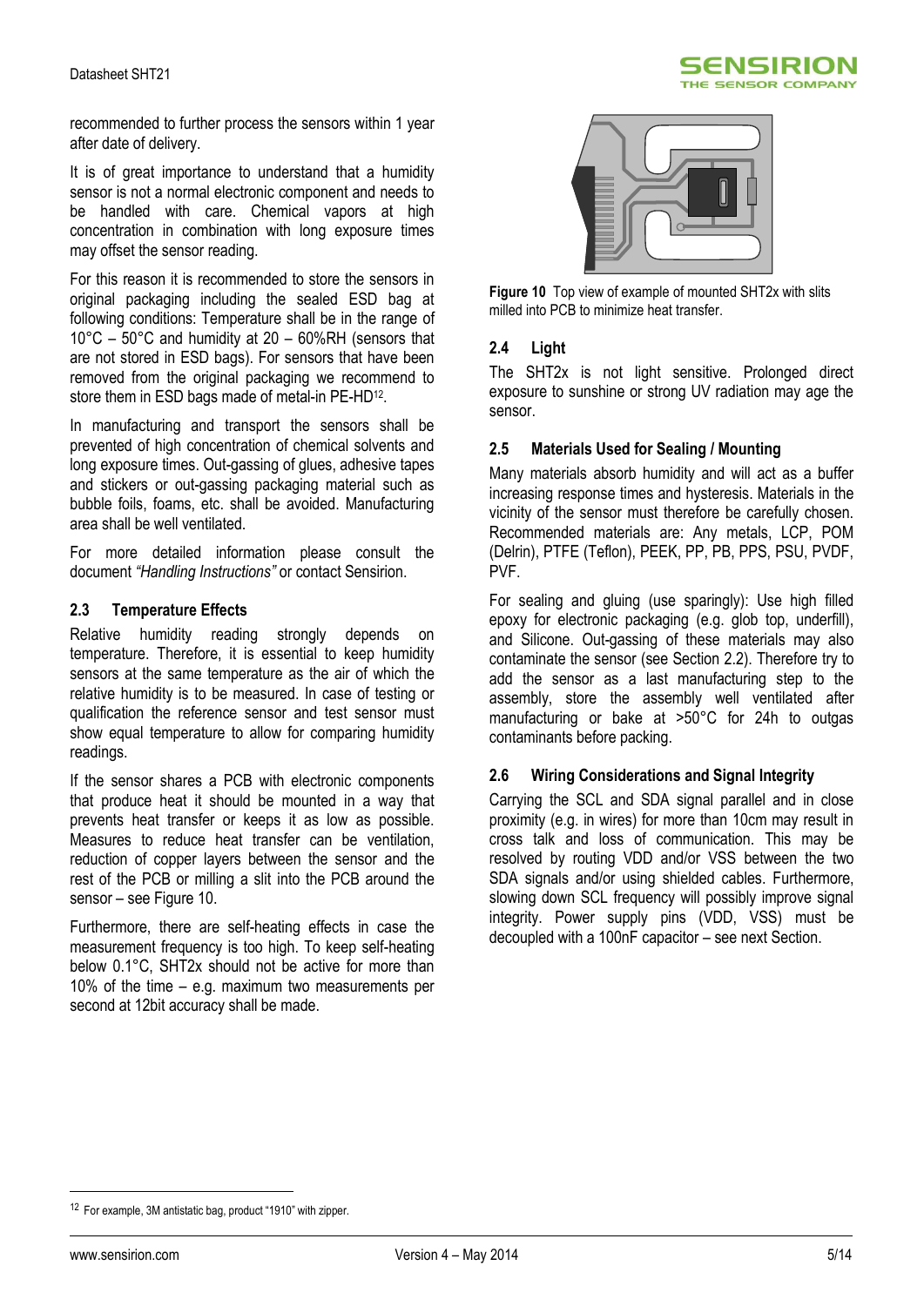recommended to further process the sensors within 1 year after date of delivery.

It is of great importance to understand that a humidity sensor is not a normal electronic component and needs to be handled with care. Chemical vapors at high concentration in combination with long exposure times may offset the sensor reading.

For this reason it is recommended to store the sensors in original packaging including the sealed ESD bag at following conditions: Temperature shall be in the range of 10°C – 50°C and humidity at 20 – 60%RH (sensors that are not stored in ESD bags). For sensors that have been removed from the original packaging we recommend to store them in ESD bags made of metal-in PE-HD[12].

In manufacturing and transport the sensors shall be prevented of high concentration of chemical solvents and long exposure times. Out-gassing of glues, adhesive tapes and stickers or out-gassing packaging material such as bubble foils, foams, etc. shall be avoided. Manufacturing area shall be well ventilated.

For more detailed information please consult the document *"Handling Instructions"* or contact Sensirion.

### 2.3 Temperature Effects

Relative humidity reading strongly depends on temperature. Therefore, it is essential to keep humidity sensors at the same temperature as the air of which the relative humidity is to be measured. In case of testing or qualification the reference sensor and test sensor must show equal temperature to allow for comparing humidity readings.

If the sensor shares a PCB with electronic components that produce heat it should be mounted in a way that prevents heat transfer or keeps it as low as possible. Measures to reduce heat transfer can be ventilation, reduction of copper layers between the sensor and the rest of the PCB or milling a slit into the PCB around the sensor – see Figure 10.

Furthermore, there are self-heating effects in case the measurement frequency is too high. To keep self-heating below 0.1°C, SHT2x should not be active for more than 10% of the time – e.g. maximum two measurements per second at 12bit accuracy shall be made.

**Figure 10** Top view of example of mounted SHT2x with slits milled into PCB to minimize heat transfer.

### 2.4 Light

The SHT2x is not light sensitive. Prolonged direct exposure to sunshine or strong UV radiation may age the sensor.

### 2.5 Materials Used for Sealing / Mounting

Many materials absorb humidity and will act as a buffer increasing response times and hysteresis. Materials in the vicinity of the sensor must therefore be carefully chosen. Recommended materials are: Any metals, LCP, POM (Delrin), PTFE (Teflon), PEEK, PP, PB, PPS, PSU, PVDF, PVF.

For sealing and gluing (use sparingly): Use high filled epoxy for electronic packaging (e.g. glob top, underfill), and Silicone. Out-gassing of these materials may also contaminate the sensor (see Section 2.2). Therefore try to add the sensor as a last manufacturing step to the assembly, store the assembly well ventilated after manufacturing or bake at >50°C for 24h to outgas contaminants before packing.

### 2.6 Wiring Considerations and Signal Integrity

Carrying the SCL and SDA signal parallel and in close proximity (e.g. in wires) for more than 10cm may result in cross talk and loss of communication. This may be resolved by routing VDD and/or VSS between the two SDA signals and/or using shielded cables. Furthermore, slowing down SCL frequency will possibly improve signal integrity. Power supply pins (VDD, VSS) must be decoupled with a 100nF capacitor – see next Section.

---

[12] For example, 3M antistatic bag, product "1910" with zipper.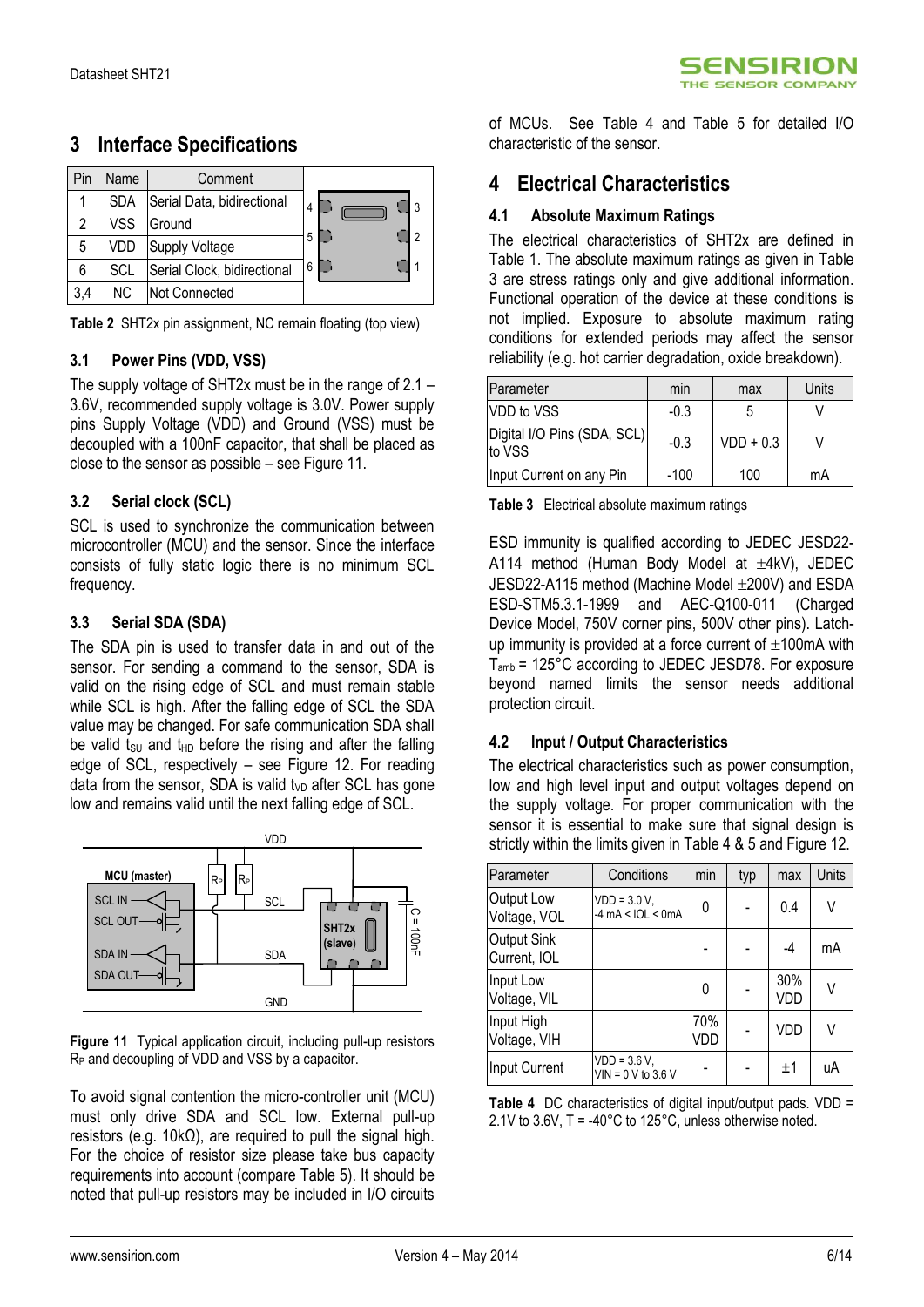## 3 Interface Specifications

| Pin | Name | Comment |
|---|---|---|
| 1 | SDA | Serial Data, bidirectional |
| 2 | VSS | Ground |
| 5 | VDD | Supply Voltage |
| 6 | SCL | Serial Clock, bidirectional |
| 3,4 | NC | Not Connected |

**Table 2** SHT2x pin assignment, NC remain floating (top view)

### 3.1 Power Pins (VDD, VSS)

The supply voltage of SHT2x must be in the range of 2.1 – 3.6V, recommended supply voltage is 3.0V. Power supply pins Supply Voltage (VDD) and Ground (VSS) must be decoupled with a 100nF capacitor, that shall be placed as close to the sensor as possible – see Figure 11.

### 3.2 Serial clock (SCL)

SCL is used to synchronize the communication between microcontroller (MCU) and the sensor. Since the interface consists of fully static logic there is no minimum SCL frequency.

### 3.3 Serial SDA (SDA)

The SDA pin is used to transfer data in and out of the sensor. For sending a command to the sensor, SDA is valid on the rising edge of SCL and must remain stable while SCL is high. After the falling edge of SCL the SDA value may be changed. For safe communication SDA shall be valid $t_{SU}$ and $t_{HD}$ before the rising and after the falling edge of SCL, respectively – see Figure 12. For reading data from the sensor, SDA is valid $t_{VD}$ after SCL has gone low and remains valid until the next falling edge of SCL.

**Figure 11** Typical application circuit, including pull-up resistors $R_P$ and decoupling of VDD and VSS by a capacitor.

To avoid signal contention the micro-controller unit (MCU) must only drive SDA and SCL low. External pull-up resistors (e.g. 10kΩ), are required to pull the signal high. For the choice of resistor size please take bus capacity requirements into account (compare Table 5). It should be noted that pull-up resistors may be included in I/O circuits of MCUs. See Table 4 and Table 5 for detailed I/O characteristic of the sensor.

## 4 Electrical Characteristics

### 4.1 Absolute Maximum Ratings

The electrical characteristics of SHT2x are defined in Table 1. The absolute maximum ratings as given in Table 3 are stress ratings only and give additional information. Functional operation of the device at these conditions is not implied. Exposure to absolute maximum rating conditions for extended periods may affect the sensor reliability (e.g. hot carrier degradation, oxide breakdown).

| Parameter | min | max | Units |
|---|---|---|---|
| VDD to VSS | -0.3 | 5 | V |
| Digital I/O Pins (SDA, SCL) to VSS | -0.3 | VDD + 0.3 | V |
| Input Current on any Pin | -100 | 100 | mA |

**Table 3** Electrical absolute maximum ratings

ESD immunity is qualified according to JEDEC JESD22-A114 method (Human Body Model at ±4kV), JEDEC JESD22-A115 method (Machine Model ±200V) and ESDA ESD-STM5.3.1-1999 and AEC-Q100-011 (Charged Device Model, 750V corner pins, 500V other pins). Latch-up immunity is provided at a force current of ±100mA with $T_{amb}$ = 125°C according to JEDEC JESD78. For exposure beyond named limits the sensor needs additional protection circuit.

### 4.2 Input / Output Characteristics

The electrical characteristics such as power consumption, low and high level input and output voltages depend on the supply voltage. For proper communication with the sensor it is essential to make sure that signal design is strictly within the limits given in Table 4 & 5 and Figure 12.

| Parameter | Conditions | min | typ | max | Units |
|---|---|---|---|---|---|
| Output Low Voltage, VOL | VDD = 3.0 V, -4 mA < IOL < 0mA | 0 | - | 0.4 | V |
| Output Sink Current, IOL | | - | - | -4 | mA |
| Input Low Voltage, VIL | | 0 | - | 30% VDD | V |
| Input High Voltage, VIH | | 70% VDD | - | VDD | V |
| Input Current | VDD = 3.6 V, VIN = 0 V to 3.6 V | - | - | ±1 | uA |

**Table 4** DC characteristics of digital input/output pads. VDD = 2.1V to 3.6V, T = -40°C to 125°C, unless otherwise noted.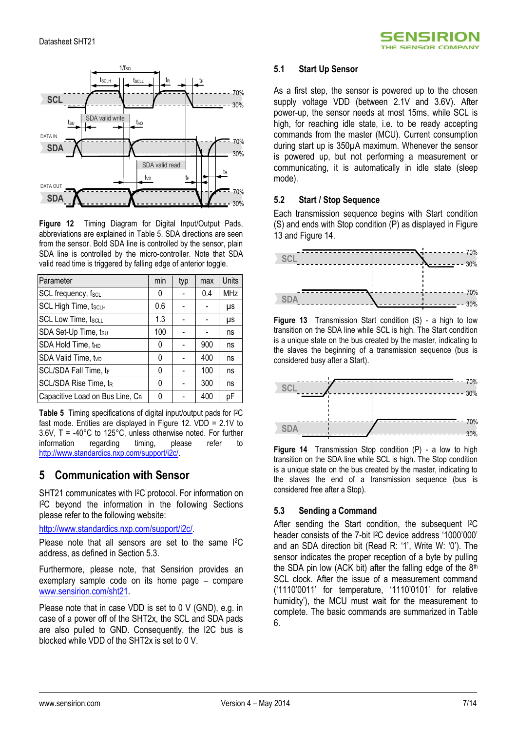**Figure 12** Timing Diagram for Digital Input/Output Pads, abbreviations are explained in Table 5. SDA directions are seen from the sensor. Bold SDA line is controlled by the sensor, plain SDA line is controlled by the micro-controller. Note that SDA valid read time is triggered by falling edge of anterior toggle.

| Parameter | min | typ | max | Units |
|---|---|---|---|---|
| SCL frequency, $f_{SCL}$ | 0 | - | 0.4 | MHz |
| SCL High Time, $t_{SCLH}$ | 0.6 | - | - | µs |
| SCL Low Time, $t_{SCLL}$ | 1.3 | - | - | µs |
| SDA Set-Up Time, $t_{SU}$ | 100 | - | - | ns |
| SDA Hold Time, $t_{HD}$ | 0 | - | 900 | ns |
| SDA Valid Time, $t_{VD}$ | 0 | - | 400 | ns |
| SCL/SDA Fall Time, $t_F$ | 0 | - | 100 | ns |
| SCL/SDA Rise Time, $t_R$ | 0 | - | 300 | ns |
| Capacitive Load on Bus Line, $C_B$ | 0 | - | 400 | pF |

**Table 5** Timing specifications of digital input/output pads for I²C fast mode. Entities are displayed in Figure 12. VDD = 2.1V to 3.6V, T = -40°C to 125°C, unless otherwise noted. For further information regarding timing, please refer to http://www.standardics.nxp.com/support/i2c/.

# 5 Communication with Sensor

SHT21 communicates with I²C protocol. For information on I²C beyond the information in the following Sections please refer to the following website:

http://www.standardics.nxp.com/support/i2c/.

Please note that all sensors are set to the same I²C address, as defined in Section 5.3.

Furthermore, please note, that Sensirion provides an exemplary sample code on its home page – compare www.sensirion.com/sht21.

Please note that in case VDD is set to 0 V (GND), e.g. in case of a power off of the SHT2x, the SCL and SDA pads are also pulled to GND. Consequently, the I2C bus is blocked while VDD of the SHT2x is set to 0 V.

## 5.1 Start Up Sensor

As a first step, the sensor is powered up to the chosen supply voltage VDD (between 2.1V and 3.6V). After power-up, the sensor needs at most 15ms, while SCL is high, for reaching idle state, i.e. to be ready accepting commands from the master (MCU). Current consumption during start up is 350µA maximum. Whenever the sensor is powered up, but not performing a measurement or communicating, it is automatically in idle state (sleep mode).

## 5.2 Start / Stop Sequence

Each transmission sequence begins with Start condition (S) and ends with Stop condition (P) as displayed in Figure 13 and Figure 14.

**Figure 13** Transmission Start condition (S) - a high to low transition on the SDA line while SCL is high. The Start condition is a unique state on the bus created by the master, indicating to the slaves the beginning of a transmission sequence (bus is considered busy after a Start).

**Figure 14** Transmission Stop condition (P) - a low to high transition on the SDA line while SCL is high. The Stop condition is a unique state on the bus created by the master, indicating to the slaves the end of a transmission sequence (bus is considered free after a Stop).

## 5.3 Sending a Command

After sending the Start condition, the subsequent I²C header consists of the 7-bit I²C device address '1000'000' and an SDA direction bit (Read R: '1', Write W: '0'). The sensor indicates the proper reception of a byte by pulling the SDA pin low (ACK bit) after the falling edge of the 8th SCL clock. After the issue of a measurement command ('1110'0011' for temperature, '1110'0101' for relative humidity'), the MCU must wait for the measurement to complete. The basic commands are summarized in Table 6.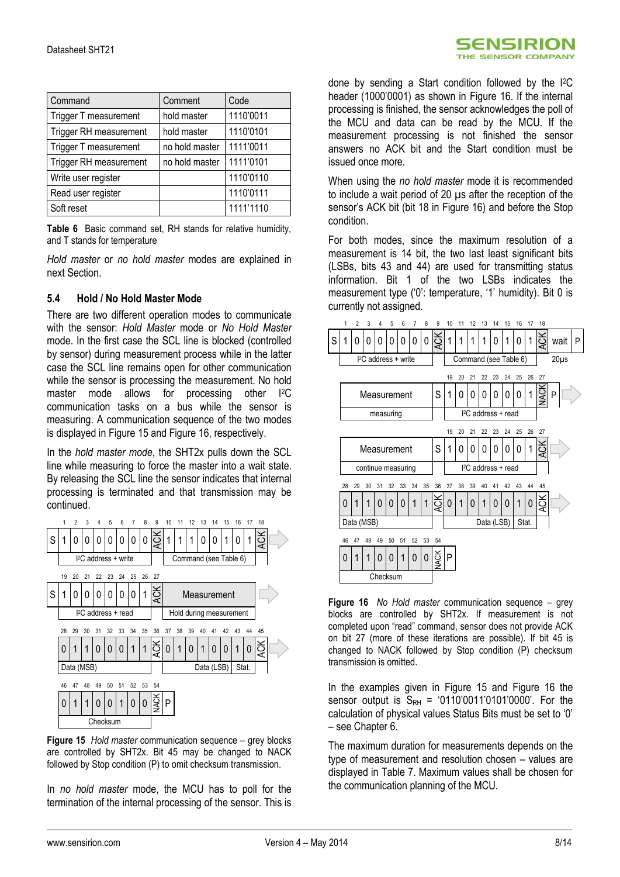| Command | Comment | Code |
| --- | --- | --- |
| Trigger T measurement | hold master | 1110'0011 |
| Trigger RH measurement | hold master | 1110'0101 |
| Trigger T measurement | no hold master | 1111'0011 |
| Trigger RH measurement | no hold master | 1111'0101 |
| Write user register | | 1110'0110 |
| Read user register | | 1110'0111 |
| Soft reset | | 1111'1110 |

**Table 6** Basic command set, RH stands for relative humidity, and T stands for temperature

*Hold master* or *no hold master* modes are explained in next Section.

### 5.4 Hold / No Hold Master Mode

There are two different operation modes to communicate with the sensor: *Hold Master* mode or *No Hold Master* mode. In the first case the SCL line is blocked (controlled by sensor) during measurement process while in the latter case the SCL line remains open for other communication while the sensor is processing the measurement. No hold master mode allows for processing other I²C communication tasks on a bus while the sensor is measuring. A communication sequence of the two modes is displayed in Figure 15 and Figure 16, respectively.

In the *hold master mode*, the SHT2x pulls down the SCL line while measuring to force the master into a wait state. By releasing the SCL line the sensor indicates that internal processing is terminated and that transmission may be continued.

| | 1 | 2 | 3 | 4 | 5 | 6 | 7 | 8 | 9 | 10 | 11 | 12 | 13 | 14 | 15 | 16 | 17 | 18 |
| --- | --- | --- | --- | --- | --- | --- | --- | --- | --- | --- | --- | --- | --- | --- | --- | --- | --- | --- |
| S | 1 | 0 | 0 | 0 | 0 | 0 | 0 | 0 | ACK | 1 | 1 | 1 | 0 | 0 | 1 | 0 | 1 | ACK |
| | I²C address + write | | | | | | | | | Command (see Table 6) | | | | | | | | |

| | 19 | 20 | 21 | 22 | 23 | 24 | 25 | 26 | 27 | |
| --- | --- | --- | --- | --- | --- | --- | --- | --- | --- | --- |
| S | 1 | 0 | 0 | 0 | 0 | 0 | 0 | 1 | ACK | Measurement |
| | I²C address + read | | | | | | | | | Hold during measurement |

| 28 | 29 | 30 | 31 | 32 | 33 | 34 | 35 | 36 | 37 | 38 | 39 | 40 | 41 | 42 | 43 | 44 | 45 |
| --- | --- | --- | --- | --- | --- | --- | --- | --- | --- | --- | --- | --- | --- | --- | --- | --- | --- |
| 0 | 1 | 1 | 0 | 0 | 0 | 1 | 1 | ACK | 0 | 1 | 0 | 1 | 0 | 0 | 1 | 0 | ACK |
| Data (MSB) | | | | | | | | | | | Data (LSB) | | | | Stat. | | |

| 46 | 47 | 48 | 49 | 50 | 51 | 52 | 53 | 54 | |
| --- | --- | --- | --- | --- | --- | --- | --- | --- | --- |
| 0 | 1 | 1 | 0 | 0 | 1 | 0 | 0 | NACK | P |
| Checksum | | | | | | | | | |

**Figure 15** *Hold master* communication sequence – grey blocks are controlled by SHT2x. Bit 45 may be changed to NACK followed by Stop condition (P) to omit checksum transmission.

In *no hold master* mode, the MCU has to poll for the termination of the internal processing of the sensor. This is done by sending a Start condition followed by the I²C header (1000'0001) as shown in Figure 16. If the internal processing is finished, the sensor acknowledges the poll of the MCU and data can be read by the MCU. If the measurement processing is not finished the sensor answers no ACK bit and the Start condition must be issued once more.

When using the *no hold master* mode it is recommended to include a wait period of 20 µs after the reception of the sensor's ACK bit (bit 18 in Figure 16) and before the Stop condition.

For both modes, since the maximum resolution of a measurement is 14 bit, the two last least significant bits (LSBs, bits 43 and 44) are used for transmitting status information. Bit 1 of the two LSBs indicates the measurement type ('0': temperature, '1' humidity). Bit 0 is currently not assigned.

| | 1 | 2 | 3 | 4 | 5 | 6 | 7 | 8 | 9 | 10 | 11 | 12 | 13 | 14 | 15 | 16 | 17 | 18 | | |
| --- | --- | --- | --- | --- | --- | --- | --- | --- | --- | --- | --- | --- | --- | --- | --- | --- | --- | --- | --- | --- |
| S | 1 | 0 | 0 | 0 | 0 | 0 | 0 | 0 | ACK | 1 | 1 | 1 | 1 | 0 | 1 | 0 | 1 | ACK | wait | P |
| | I²C address + write | | | | | | | | | Command (see Table 6) | | | | | | | | | 20µs | |

| | | 19 | 20 | 21 | 22 | 23 | 24 | 25 | 26 | 27 | |
| --- | --- | --- | --- | --- | --- | --- | --- | --- | --- | --- | --- |
| Measurement | S | 1 | 0 | 0 | 0 | 0 | 0 | 0 | 1 | NACK | P |
| measuring | | I²C address + read | | | | | | | | | |

| | | 19 | 20 | 21 | 22 | 23 | 24 | 25 | 26 | 27 |
| --- | --- | --- | --- | --- | --- | --- | --- | --- | --- | --- |
| Measurement | S | 1 | 0 | 0 | 0 | 0 | 0 | 0 | 1 | ACK |
| continue measuring | | I²C address + read | | | | | | | | |

| 28 | 29 | 30 | 31 | 32 | 33 | 34 | 35 | 36 | 37 | 38 | 39 | 40 | 41 | 42 | 43 | 44 | 45 |
| --- | --- | --- | --- | --- | --- | --- | --- | --- | --- | --- | --- | --- | --- | --- | --- | --- | --- |
| 0 | 1 | 1 | 0 | 0 | 0 | 1 | 1 | ACK | 0 | 1 | 0 | 1 | 0 | 0 | 1 | 0 | ACK |
| Data (MSB) | | | | | | | | | | | Data (LSB) | | | | Stat. | | |

| 46 | 47 | 48 | 49 | 50 | 51 | 52 | 53 | 54 | |
| --- | --- | --- | --- | --- | --- | --- | --- | --- | --- |
| 0 | 1 | 1 | 0 | 0 | 1 | 0 | 0 | NACK | P |
| Checksum | | | | | | | | | |

**Figure 16** *No Hold Master* communication sequence – grey blocks are controlled by SHT2x. If measurement is not completed upon "read" command, sensor does not provide ACK on bit 27 (more of these iterations are possible). If bit 45 is changed to NACK followed by Stop condition (P) checksum transmission is omitted.

In the examples given in Figure 15 and Figure 16 the sensor output is $S_{RH}$ = '0110'0011'0101'0000'. For the calculation of physical values Status Bits must be set to '0' – see Chapter 6.

The maximum duration for measurements depends on the type of measurement and resolution chosen – values are displayed in Table 7. Maximum values shall be chosen for the communication planning of the MCU.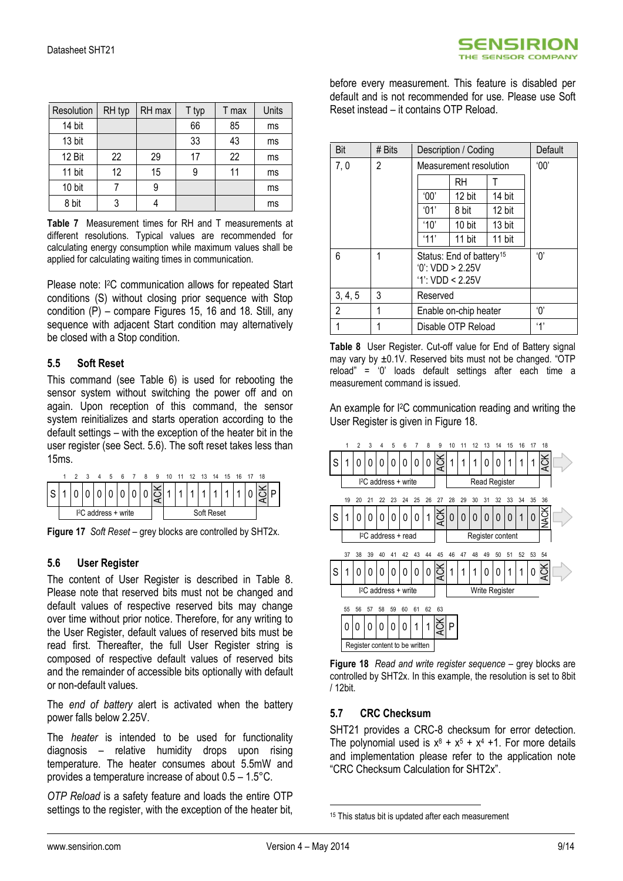| Resolution | RH typ | RH max | T typ | T max | Units |
|---|---|---|---|---|---|
| 14 bit | | | 66 | 85 | ms |
| 13 bit | | | 33 | 43 | ms |
| 12 Bit | 22 | 29 | 17 | 22 | ms |
| 11 bit | 12 | 15 | 9 | 11 | ms |
| 10 bit | 7 | 9 | | | ms |
| 8 bit | 3 | 4 | | | ms |

**Table 7** Measurement times for RH and T measurements at different resolutions. Typical values are recommended for calculating energy consumption while maximum values shall be applied for calculating waiting times in communication.

Please note: I²C communication allows for repeated Start conditions (S) without closing prior sequence with Stop condition (P) – compare Figures 15, 16 and 18. Still, any sequence with adjacent Start condition may alternatively be closed with a Stop condition.

### 5.5 Soft Reset

This command (see Table 6) is used for rebooting the sensor system without switching the power off and on again. Upon reception of this command, the sensor system reinitializes and starts operation according to the default settings – with the exception of the heater bit in the user register (see Sect. 5.6). The soft reset takes less than 15ms.

| | 1 | 2 | 3 | 4 | 5 | 6 | 7 | 8 | 9 | 10 | 11 | 12 | 13 | 14 | 15 | 16 | 17 | 18 | |
|---|---|---|---|---|---|---|---|---|---|---|---|---|---|---|---|---|---|---|---|
| S | 1 | 0 | 0 | 0 | 0 | 0 | 0 | 0 | ACK | 1 | 1 | 1 | 1 | 1 | 1 | 1 | 0 | ACK | P |
| | I²C address + write | | | | | | | | | Soft Reset | | | | | | | | | |

**Figure 17** *Soft Reset* – grey blocks are controlled by SHT2x.

### 5.6 User Register

The content of User Register is described in Table 8. Please note that reserved bits must not be changed and default values of respective reserved bits may change over time without prior notice. Therefore, for any writing to the User Register, default values of reserved bits must be read first. Thereafter, the full User Register string is composed of respective default values of reserved bits and the remainder of accessible bits optionally with default or non-default values.

The *end of battery* alert is activated when the battery power falls below 2.25V.

The *heater* is intended to be used for functionality diagnosis – relative humidity drops upon rising temperature. The heater consumes about 5.5mW and provides a temperature increase of about 0.5 – 1.5°C.

*OTP Reload* is a safety feature and loads the entire OTP settings to the register, with the exception of the heater bit, before every measurement. This feature is disabled per default and is not recommended for use. Please use Soft Reset instead – it contains OTP Reload.

| Bit | # Bits | Description / Coding | Default |
|---|---|---|---|
| 7, 0 | 2 | Measurement resolution<br>RH / T:<br>'00': 12 bit / 14 bit<br>'01': 8 bit / 12 bit<br>'10': 10 bit / 13 bit<br>'11': 11 bit / 11 bit | '00' |
| 6 | 1 | Status: End of battery[15]<br>'0': VDD > 2.25V<br>'1': VDD < 2.25V | '0' |
| 3, 4, 5 | 3 | Reserved | |
| 2 | 1 | Enable on-chip heater | '0' |
| 1 | 1 | Disable OTP Reload | '1' |

**Table 8** User Register. Cut-off value for End of Battery signal may vary by ±0.1V. Reserved bits must not be changed. "OTP reload" = '0' loads default settings after each time a measurement command is issued.

An example for I²C communication reading and writing the User Register is given in Figure 18.

| | 1 | 2 | 3 | 4 | 5 | 6 | 7 | 8 | 9 | 10 | 11 | 12 | 13 | 14 | 15 | 16 | 17 | 18 |
|---|---|---|---|---|---|---|---|---|---|---|---|---|---|---|---|---|---|---|
| S | 1 | 0 | 0 | 0 | 0 | 0 | 0 | 0 | ACK | 1 | 1 | 1 | 0 | 0 | 1 | 1 | 1 | ACK |
| | I²C address + write | | | | | | | | | Read Register | | | | | | | | |

| | 19 | 20 | 21 | 22 | 23 | 24 | 25 | 26 | 27 | 28 | 29 | 30 | 31 | 32 | 33 | 34 | 35 | 36 |
|---|---|---|---|---|---|---|---|---|---|---|---|---|---|---|---|---|---|---|
| S | 1 | 0 | 0 | 0 | 0 | 0 | 0 | 1 | ACK | 0 | 0 | 0 | 0 | 0 | 0 | 1 | 0 | NACK |
| | I²C address + read | | | | | | | | | Register content | | | | | | | | |

| | 37 | 38 | 39 | 40 | 41 | 42 | 43 | 44 | 45 | 46 | 47 | 48 | 49 | 50 | 51 | 52 | 53 | 54 |
|---|---|---|---|---|---|---|---|---|---|---|---|---|---|---|---|---|---|---|
| S | 1 | 0 | 0 | 0 | 0 | 0 | 0 | 0 | ACK | 1 | 1 | 1 | 0 | 0 | 1 | 1 | 0 | ACK |
| | I²C address + write | | | | | | | | | Write Register | | | | | | | | |

| 55 | 56 | 57 | 58 | 59 | 60 | 61 | 62 | 63 | |
|---|---|---|---|---|---|---|---|---|---|
| 0 | 0 | 0 | 0 | 0 | 0 | 1 | 1 | ACK | P |
| Register content to be written | | | | | | | | | |

**Figure 18** *Read and write register sequence* – grey blocks are controlled by SHT2x. In this example, the resolution is set to 8bit / 12bit.

### 5.7 CRC Checksum

SHT21 provides a CRC-8 checksum for error detection. The polynomial used is $x^8 + x^5 + x^4 + 1$. For more details and implementation please refer to the application note "CRC Checksum Calculation for SHT2x".

[15] This status bit is updated after each measurement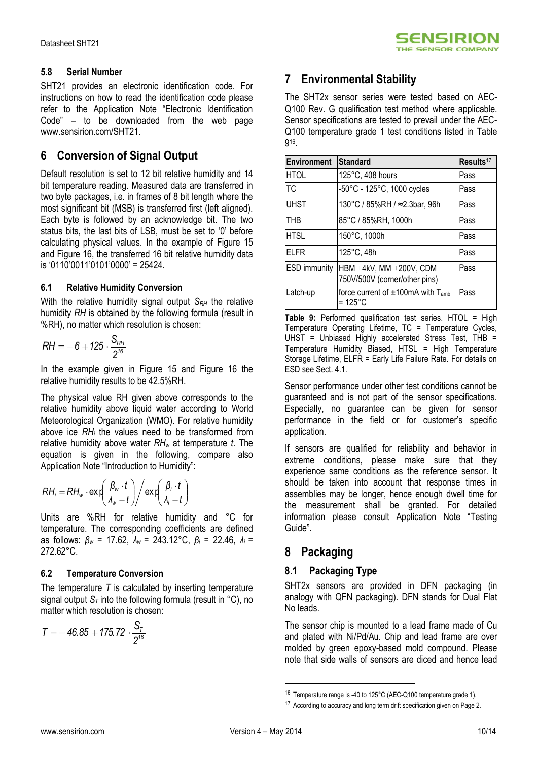### 5.8 Serial Number

SHT21 provides an electronic identification code. For instructions on how to read the identification code please refer to the Application Note "Electronic Identification Code" – to be downloaded from the web page www.sensirion.com/SHT21.

## 6 Conversion of Signal Output

Default resolution is set to 12 bit relative humidity and 14 bit temperature reading. Measured data are transferred in two byte packages, i.e. in frames of 8 bit length where the most significant bit (MSB) is transferred first (left aligned). Each byte is followed by an acknowledge bit. The two status bits, the last bits of LSB, must be set to '0' before calculating physical values. In the example of Figure 15 and Figure 16, the transferred 16 bit relative humidity data is '0110'0011'0101'0000' = 25424.

### 6.1 Relative Humidity Conversion

With the relative humidity signal output $S_{RH}$ the relative humidity *RH* is obtained by the following formula (result in %RH), no matter which resolution is chosen:

$$RH = -6 + 125 \cdot \frac{S_{RH}}{2^{16}}$$

In the example given in Figure 15 and Figure 16 the relative humidity results to be 42.5%RH.

The physical value RH given above corresponds to the relative humidity above liquid water according to World Meteorological Organization (WMO). For relative humidity above ice $RH_i$ the values need to be transformed from relative humidity above water $RH_w$ at temperature $t$. The equation is given in the following, compare also Application Note "Introduction to Humidity":

$$RH_i = RH_w \cdot \exp\left(\frac{\beta_w \cdot t}{\lambda_w + t}\right) \Big/ \exp\left(\frac{\beta_i \cdot t}{\lambda_i + t}\right)$$

Units are %RH for relative humidity and °C for temperature. The corresponding coefficients are defined as follows: $\beta_w$ = 17.62, $\lambda_w$ = 243.12°C, $\beta_i$ = 22.46, $\lambda_i$ = 272.62°C.

### 6.2 Temperature Conversion

The temperature $T$ is calculated by inserting temperature signal output $S_T$ into the following formula (result in °C), no matter which resolution is chosen:

$$T = -46.85 + 175.72 \cdot \frac{S_T}{2^{16}}$$

## 7 Environmental Stability

The SHT2x sensor series were tested based on AEC-Q100 Rev. G qualification test method where applicable. Sensor specifications are tested to prevail under the AEC-Q100 temperature grade 1 test conditions listed in Table 9[16].

| Environment | Standard | Results[17] |
|---|---|---|
| HTOL | 125°C, 408 hours | Pass |
| TC | -50°C - 125°C, 1000 cycles | Pass |
| UHST | 130°C / 85%RH / ≈2.3bar, 96h | Pass |
| THB | 85°C / 85%RH, 1000h | Pass |
| HTSL | 150°C, 1000h | Pass |
| ELFR | 125°C, 48h | Pass |
| ESD immunity | HBM ±4kV, MM ±200V, CDM 750V/500V (corner/other pins) | Pass |
| Latch-up | force current of ±100mA with $T_{amb}$ = 125°C | Pass |

**Table 9:** Performed qualification test series. HTOL = High Temperature Operating Lifetime, TC = Temperature Cycles, UHST = Unbiased Highly accelerated Stress Test, THB = Temperature Humidity Biased, HTSL = High Temperature Storage Lifetime, ELFR = Early Life Failure Rate. For details on ESD see Sect. 4.1.

Sensor performance under other test conditions cannot be guaranteed and is not part of the sensor specifications. Especially, no guarantee can be given for sensor performance in the field or for customer's specific application.

If sensors are qualified for reliability and behavior in extreme conditions, please make sure that they experience same conditions as the reference sensor. It should be taken into account that response times in assemblies may be longer, hence enough dwell time for the measurement shall be granted. For detailed information please consult Application Note "Testing Guide".

## 8 Packaging

### 8.1 Packaging Type

SHT2x sensors are provided in DFN packaging (in analogy with QFN packaging). DFN stands for Dual Flat No leads.

The sensor chip is mounted to a lead frame made of Cu and plated with Ni/Pd/Au. Chip and lead frame are over molded by green epoxy-based mold compound. Please note that side walls of sensors are diced and hence lead

[16] Temperature range is -40 to 125°C (AEC-Q100 temperature grade 1).

[17] According to accuracy and long term drift specification given on Page 2.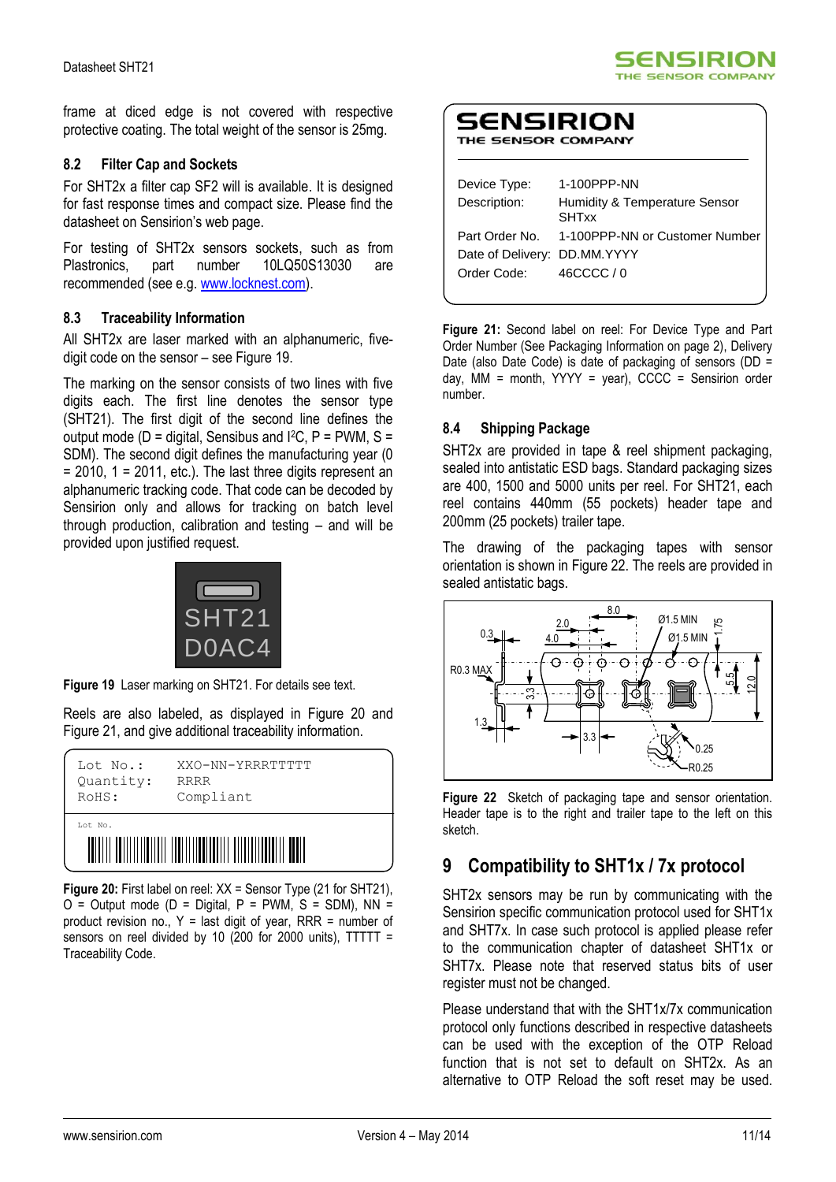frame at diced edge is not covered with respective protective coating. The total weight of the sensor is 25mg.

### 8.2 Filter Cap and Sockets

For SHT2x a filter cap SF2 will is available. It is designed for fast response times and compact size. Please find the datasheet on Sensirion's web page.

For testing of SHT2x sensors sockets, such as from Plastronics, part number 10LQ50S13030 are recommended (see e.g. www.locknest.com).

### 8.3 Traceability Information

All SHT2x are laser marked with an alphanumeric, five-digit code on the sensor – see Figure 19.

The marking on the sensor consists of two lines with five digits each. The first line denotes the sensor type (SHT21). The first digit of the second line defines the output mode (D = digital, Sensibus and I²C, P = PWM, S = SDM). The second digit defines the manufacturing year (0 = 2010, 1 = 2011, etc.). The last three digits represent an alphanumeric tracking code. That code can be decoded by Sensirion only and allows for tracking on batch level through production, calibration and testing – and will be provided upon justified request.

SHT21
D0AC4

**Figure 19** Laser marking on SHT21. For details see text.

Reels are also labeled, as displayed in Figure 20 and Figure 21, and give additional traceability information.

```
Lot No.:     XXO-NN-YRRRTTTTT
Quantity:    RRRR
RoHS:        Compliant

Lot No.
```

**Figure 20:** First label on reel: XX = Sensor Type (21 for SHT21), O = Output mode (D = Digital, P = PWM, S = SDM), NN = product revision no., Y = last digit of year, RRR = number of sensors on reel divided by 10 (200 for 2000 units), TTTTT = Traceability Code.

SENSIRION
THE SENSOR COMPANY

| | |
|---|---|
| Device Type: | 1-100PPP-NN |
| Description: | Humidity & Temperature Sensor SHTxx |
| Part Order No. | 1-100PPP-NN or Customer Number |
| Date of Delivery: | DD.MM.YYYY |
| Order Code: | 46CCCC / 0 |

**Figure 21:** Second label on reel: For Device Type and Part Order Number (See Packaging Information on page 2), Delivery Date (also Date Code) is date of packaging of sensors (DD = day, MM = month, YYYY = year), CCCC = Sensirion order number.

### 8.4 Shipping Package

SHT2x are provided in tape & reel shipment packaging, sealed into antistatic ESD bags. Standard packaging sizes are 400, 1500 and 5000 units per reel. For SHT21, each reel contains 440mm (55 pockets) header tape and 200mm (25 pockets) trailer tape.

The drawing of the packaging tapes with sensor orientation is shown in Figure 22. The reels are provided in sealed antistatic bags.

**Figure 22** Sketch of packaging tape and sensor orientation. Header tape is to the right and trailer tape to the left on this sketch.

## 9 Compatibility to SHT1x / 7x protocol

SHT2x sensors may be run by communicating with the Sensirion specific communication protocol used for SHT1x and SHT7x. In case such protocol is applied please refer to the communication chapter of datasheet SHT1x or SHT7x. Please note that reserved status bits of user register must not be changed.

Please understand that with the SHT1x/7x communication protocol only functions described in respective datasheets can be used with the exception of the OTP Reload function that is not set to default on SHT2x. As an alternative to OTP Reload the soft reset may be used.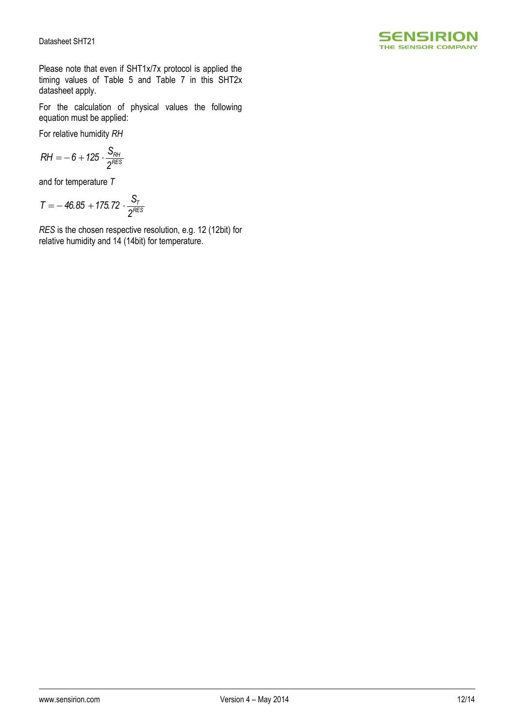Please note that even if SHT1x/7x protocol is applied the timing values of Table 5 and Table 7 in this SHT2x datasheet apply.

For the calculation of physical values the following equation must be applied:

For relative humidity *RH*

$$RH = -6 + 125 \cdot \frac{S_{RH}}{2^{RES}}$$

and for temperature *T*

$$T = -46.85 + 175.72 \cdot \frac{S_{T}}{2^{RES}}$$

*RES* is the chosen respective resolution, e.g. 12 (12bit) for relative humidity and 14 (14bit) for temperature.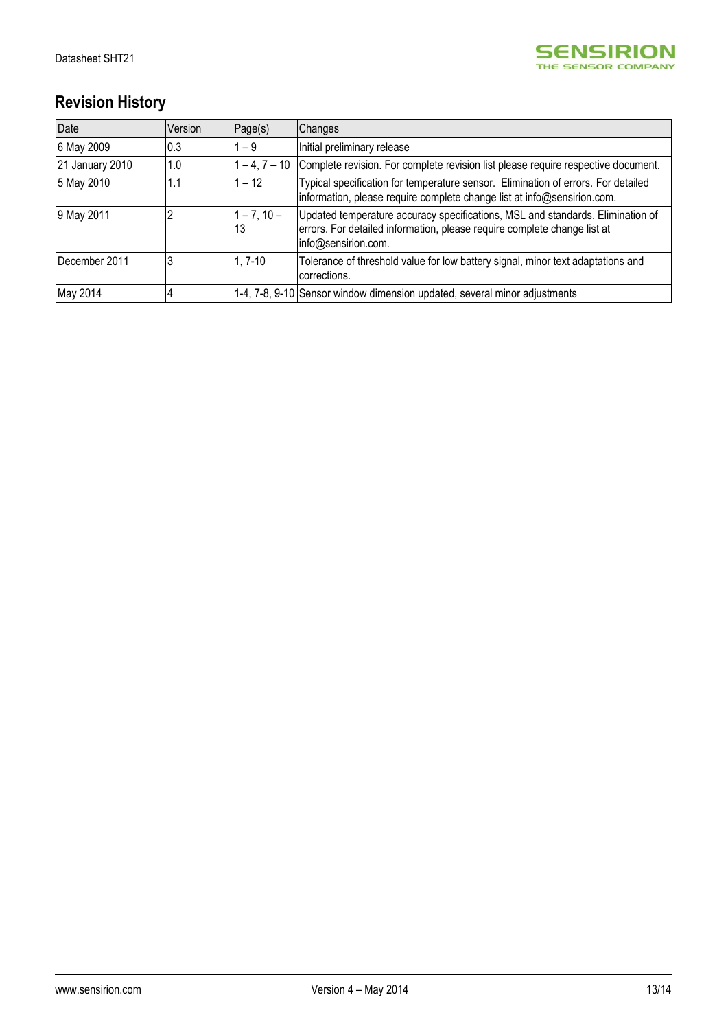## Revision History

| Date | Version | Page(s) | Changes |
|---|---|---|---|
| 6 May 2009 | 0.3 | 1 – 9 | Initial preliminary release |
| 21 January 2010 | 1.0 | 1 – 4, 7 – 10 | Complete revision. For complete revision list please require respective document. |
| 5 May 2010 | 1.1 | 1 – 12 | Typical specification for temperature sensor. Elimination of errors. For detailed information, please require complete change list at info@sensirion.com. |
| 9 May 2011 | 2 | 1 – 7, 10 – 13 | Updated temperature accuracy specifications, MSL and standards. Elimination of errors. For detailed information, please require complete change list at info@sensirion.com. |
| December 2011 | 3 | 1, 7-10 | Tolerance of threshold value for low battery signal, minor text adaptations and corrections. |
| May 2014 | 4 | 1-4, 7-8, 9-10 | Sensor window dimension updated, several minor adjustments |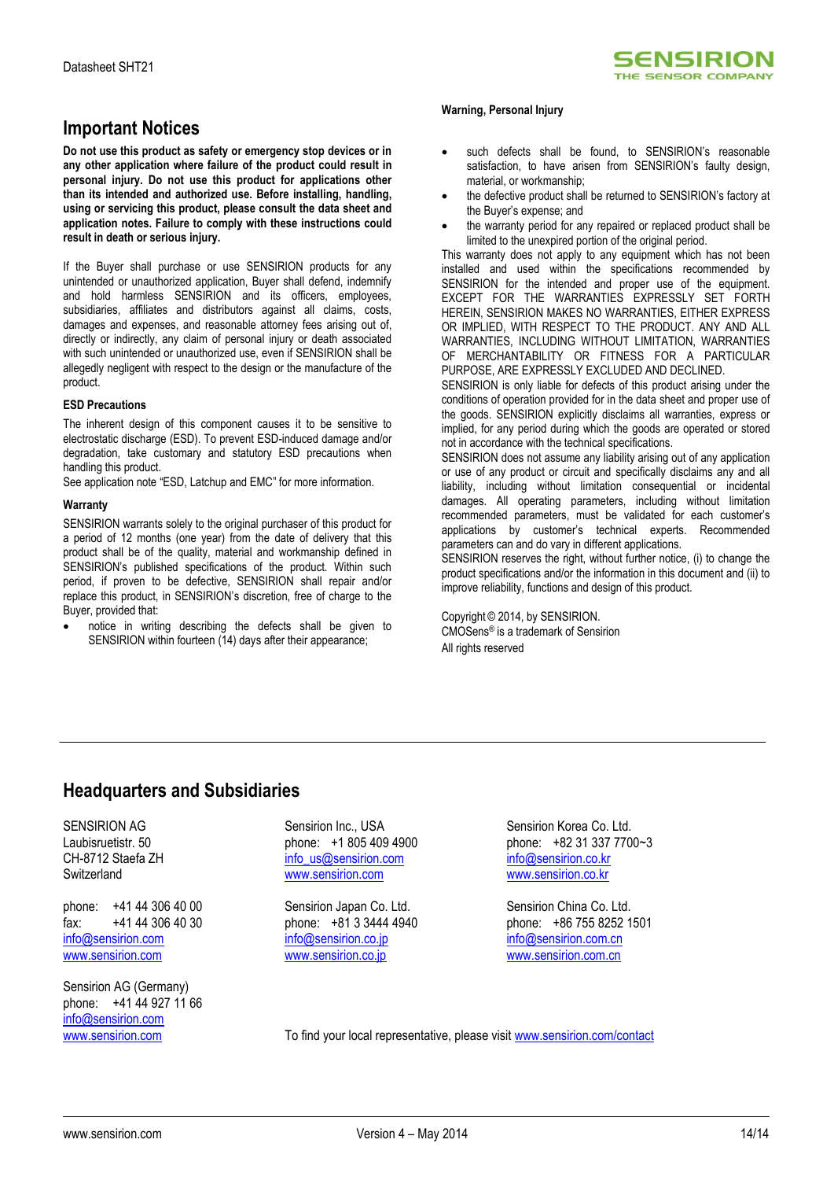## Important Notices

**Do not use this product as safety or emergency stop devices or in any other application where failure of the product could result in personal injury. Do not use this product for applications other than its intended and authorized use. Before installing, handling, using or servicing this product, please consult the data sheet and application notes. Failure to comply with these instructions could result in death or serious injury.**

If the Buyer shall purchase or use SENSIRION products for any unintended or unauthorized application, Buyer shall defend, indemnify and hold harmless SENSIRION and its officers, employees, subsidiaries, affiliates and distributors against all claims, costs, damages and expenses, and reasonable attorney fees arising out of, directly or indirectly, any claim of personal injury or death associated with such unintended or unauthorized use, even if SENSIRION shall be allegedly negligent with respect to the design or the manufacture of the product.

#### ESD Precautions

The inherent design of this component causes it to be sensitive to electrostatic discharge (ESD). To prevent ESD-induced damage and/or degradation, take customary and statutory ESD precautions when handling this product.

See application note "ESD, Latchup and EMC" for more information.

#### Warranty

SENSIRION warrants solely to the original purchaser of this product for a period of 12 months (one year) from the date of delivery that this product shall be of the quality, material and workmanship defined in SENSIRION's published specifications of the product. Within such period, if proven to be defective, SENSIRION shall repair and/or replace this product, in SENSIRION's discretion, free of charge to the Buyer, provided that:

- notice in writing describing the defects shall be given to SENSIRION within fourteen (14) days after their appearance;

**Warning, Personal Injury**

- such defects shall be found, to SENSIRION's reasonable satisfaction, to have arisen from SENSIRION's faulty design, material, or workmanship;
- the defective product shall be returned to SENSIRION's factory at the Buyer's expense; and
- the warranty period for any repaired or replaced product shall be limited to the unexpired portion of the original period.

This warranty does not apply to any equipment which has not been installed and used within the specifications recommended by SENSIRION for the intended and proper use of the equipment. EXCEPT FOR THE WARRANTIES EXPRESSLY SET FORTH HEREIN, SENSIRION MAKES NO WARRANTIES, EITHER EXPRESS OR IMPLIED, WITH RESPECT TO THE PRODUCT. ANY AND ALL WARRANTIES, INCLUDING WITHOUT LIMITATION, WARRANTIES OF MERCHANTABILITY OR FITNESS FOR A PARTICULAR PURPOSE, ARE EXPRESSLY EXCLUDED AND DECLINED.

SENSIRION is only liable for defects of this product arising under the conditions of operation provided for in the data sheet and proper use of the goods. SENSIRION explicitly disclaims all warranties, express or implied, for any period during which the goods are operated or stored not in accordance with the technical specifications.

SENSIRION does not assume any liability arising out of any application or use of any product or circuit and specifically disclaims any and all liability, including without limitation consequential or incidental damages. All operating parameters, including without limitation recommended parameters, must be validated for each customer's applications by customer's technical experts. Recommended parameters can and do vary in different applications.

SENSIRION reserves the right, without further notice, (i) to change the product specifications and/or the information in this document and (ii) to improve reliability, functions and design of this product.

Copyright © 2014, by SENSIRION.
CMOSens® is a trademark of Sensirion
All rights reserved

## Headquarters and Subsidiaries

SENSIRION AG
Laubisruetistr. 50
CH-8712 Staefa ZH
Switzerland

phone: +41 44 306 40 00
fax: +41 44 306 40 30
info@sensirion.com
www.sensirion.com

Sensirion AG (Germany)
phone: +41 44 927 11 66
info@sensirion.com
www.sensirion.com

Sensirion Inc., USA
phone: +1 805 409 4900
info_us@sensirion.com
www.sensirion.com

Sensirion Japan Co. Ltd.
phone: +81 3 3444 4940
info@sensirion.co.jp
www.sensirion.co.jp

Sensirion Korea Co. Ltd.
phone: +82 31 337 7700~3
info@sensirion.co.kr
www.sensirion.co.kr

Sensirion China Co. Ltd.
phone: +86 755 8252 1501
info@sensirion.com.cn
www.sensirion.com.cn

To find your local representative, please visit www.sensirion.com/contact